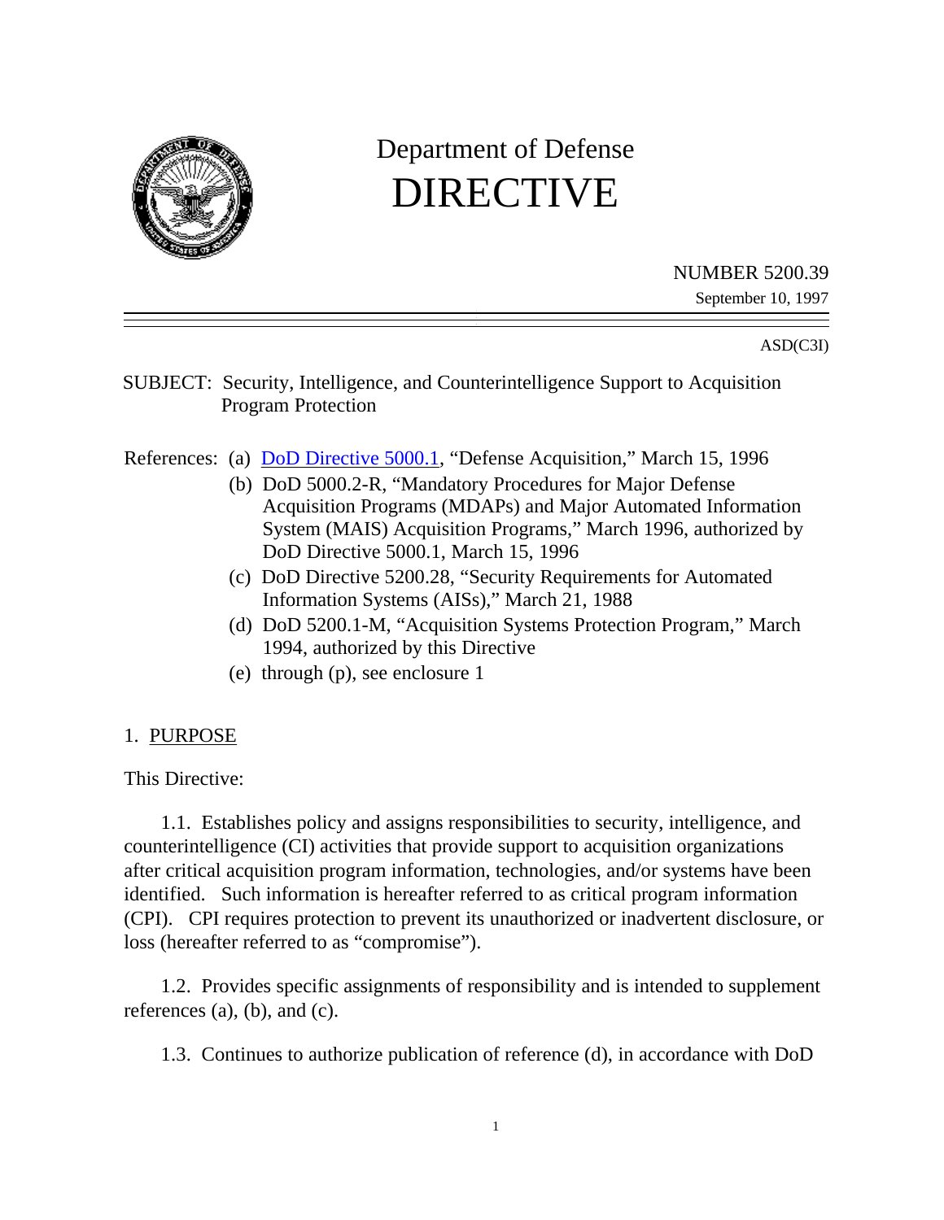# Department of Defense DIRECTIVE

NUMBER 5200.39

September 10, 1997

ASD(C3I)

SUBJECT: Security, Intelligence, and Counterintelligence Support to Acquisition Program Protection

References:
- (a) DoD Directive 5000.1, "Defense Acquisition," March 15, 1996
- (b) DoD 5000.2-R, "Mandatory Procedures for Major Defense Acquisition Programs (MDAPs) and Major Automated Information System (MAIS) Acquisition Programs," March 1996, authorized by DoD Directive 5000.1, March 15, 1996
- (c) DoD Directive 5200.28, "Security Requirements for Automated Information Systems (AISs)," March 21, 1988
- (d) DoD 5200.1-M, "Acquisition Systems Protection Program," March 1994, authorized by this Directive
- (e) through (p), see enclosure 1

## 1. PURPOSE

This Directive:

1.1. Establishes policy and assigns responsibilities to security, intelligence, and counterintelligence (CI) activities that provide support to acquisition organizations after critical acquisition program information, technologies, and/or systems have been identified. Such information is hereafter referred to as critical program information (CPI). CPI requires protection to prevent its unauthorized or inadvertent disclosure, or loss (hereafter referred to as "compromise").

1.2. Provides specific assignments of responsibility and is intended to supplement references (a), (b), and (c).

1.3. Continues to authorize publication of reference (d), in accordance with DoD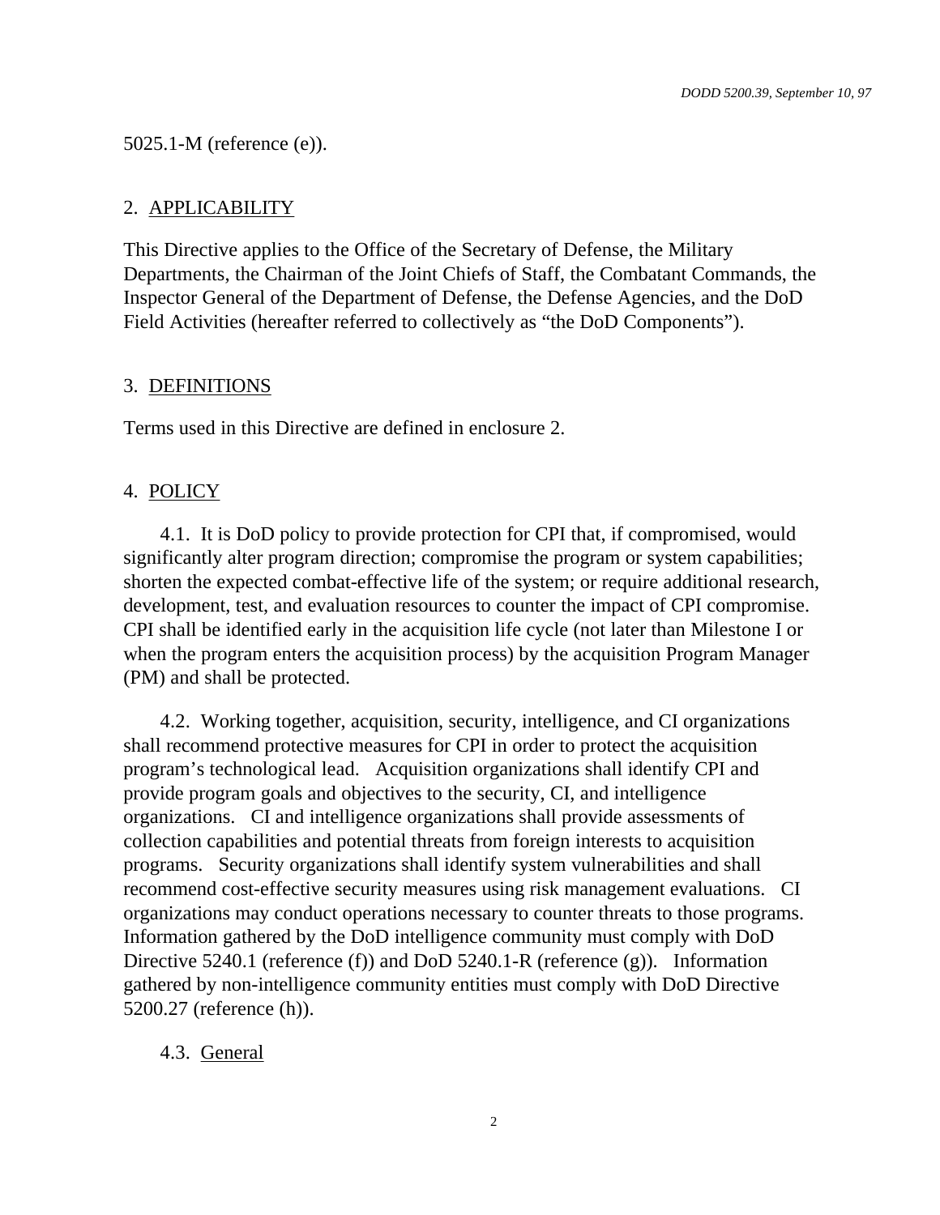5025.1-M (reference (e)).

## 2. APPLICABILITY

This Directive applies to the Office of the Secretary of Defense, the Military Departments, the Chairman of the Joint Chiefs of Staff, the Combatant Commands, the Inspector General of the Department of Defense, the Defense Agencies, and the DoD Field Activities (hereafter referred to collectively as "the DoD Components").

## 3. DEFINITIONS

Terms used in this Directive are defined in enclosure 2.

## 4. POLICY

4.1. It is DoD policy to provide protection for CPI that, if compromised, would significantly alter program direction; compromise the program or system capabilities; shorten the expected combat-effective life of the system; or require additional research, development, test, and evaluation resources to counter the impact of CPI compromise. CPI shall be identified early in the acquisition life cycle (not later than Milestone I or when the program enters the acquisition process) by the acquisition Program Manager (PM) and shall be protected.

4.2. Working together, acquisition, security, intelligence, and CI organizations shall recommend protective measures for CPI in order to protect the acquisition program's technological lead. Acquisition organizations shall identify CPI and provide program goals and objectives to the security, CI, and intelligence organizations. CI and intelligence organizations shall provide assessments of collection capabilities and potential threats from foreign interests to acquisition programs. Security organizations shall identify system vulnerabilities and shall recommend cost-effective security measures using risk management evaluations. CI organizations may conduct operations necessary to counter threats to those programs. Information gathered by the DoD intelligence community must comply with DoD Directive 5240.1 (reference (f)) and DoD 5240.1-R (reference (g)). Information gathered by non-intelligence community entities must comply with DoD Directive 5200.27 (reference (h)).

4.3. General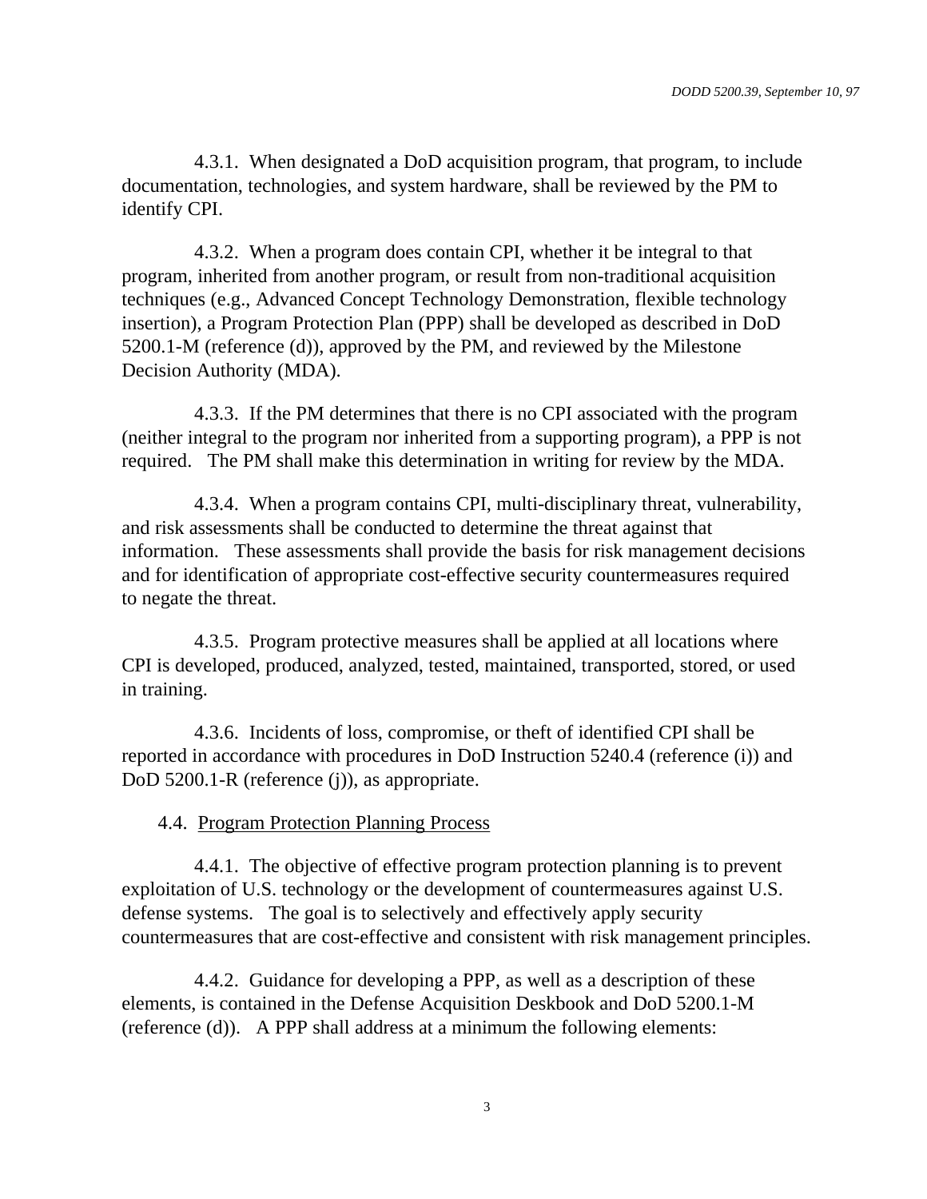4.3.1. When designated a DoD acquisition program, that program, to include documentation, technologies, and system hardware, shall be reviewed by the PM to identify CPI.

4.3.2. When a program does contain CPI, whether it be integral to that program, inherited from another program, or result from non-traditional acquisition techniques (e.g., Advanced Concept Technology Demonstration, flexible technology insertion), a Program Protection Plan (PPP) shall be developed as described in DoD 5200.1-M (reference (d)), approved by the PM, and reviewed by the Milestone Decision Authority (MDA).

4.3.3. If the PM determines that there is no CPI associated with the program (neither integral to the program nor inherited from a supporting program), a PPP is not required. The PM shall make this determination in writing for review by the MDA.

4.3.4. When a program contains CPI, multi-disciplinary threat, vulnerability, and risk assessments shall be conducted to determine the threat against that information. These assessments shall provide the basis for risk management decisions and for identification of appropriate cost-effective security countermeasures required to negate the threat.

4.3.5. Program protective measures shall be applied at all locations where CPI is developed, produced, analyzed, tested, maintained, transported, stored, or used in training.

4.3.6. Incidents of loss, compromise, or theft of identified CPI shall be reported in accordance with procedures in DoD Instruction 5240.4 (reference (i)) and DoD 5200.1-R (reference (j)), as appropriate.

4.4. Program Protection Planning Process

4.4.1. The objective of effective program protection planning is to prevent exploitation of U.S. technology or the development of countermeasures against U.S. defense systems. The goal is to selectively and effectively apply security countermeasures that are cost-effective and consistent with risk management principles.

4.4.2. Guidance for developing a PPP, as well as a description of these elements, is contained in the Defense Acquisition Deskbook and DoD 5200.1-M (reference (d)). A PPP shall address at a minimum the following elements: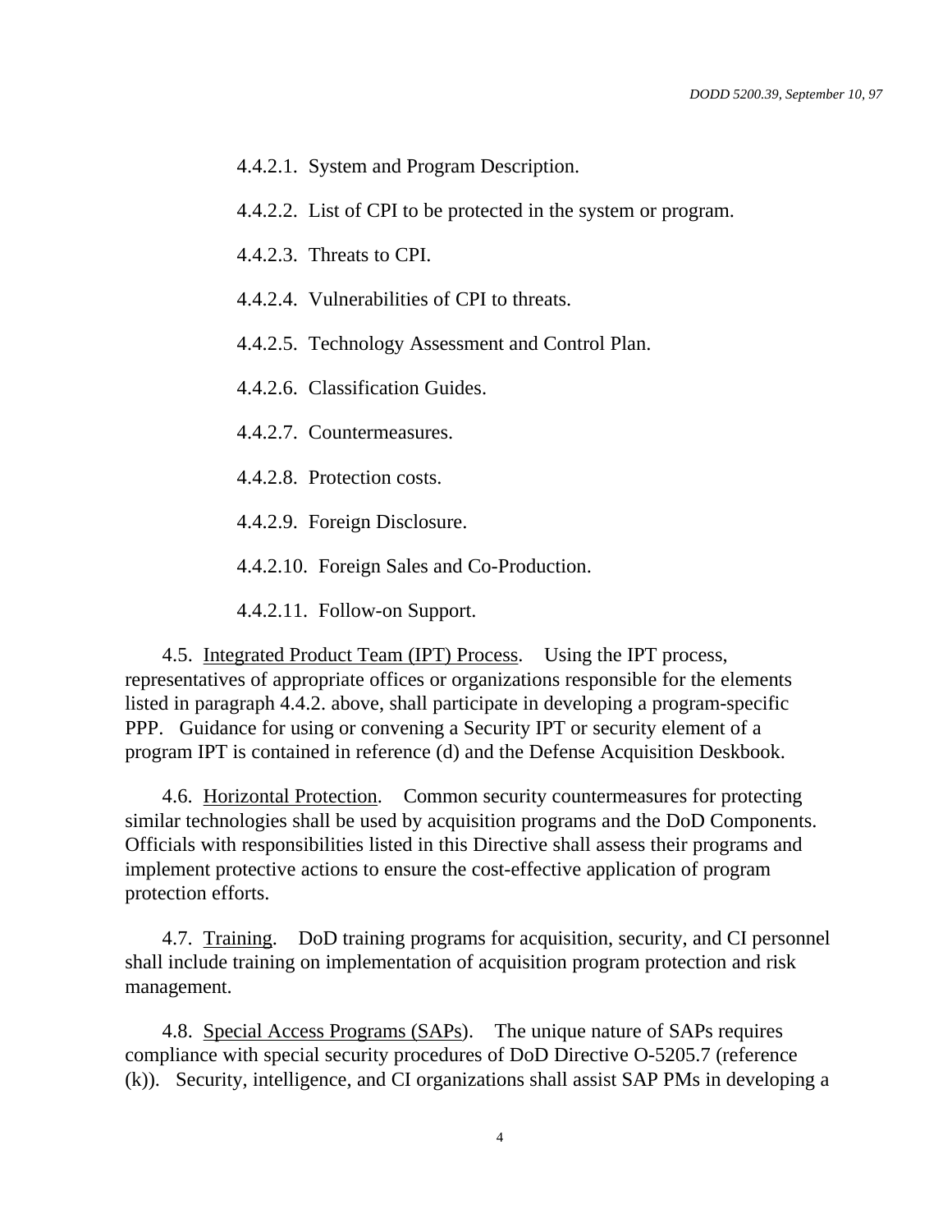4.4.2.1. System and Program Description.

4.4.2.2. List of CPI to be protected in the system or program.

4.4.2.3. Threats to CPI.

4.4.2.4. Vulnerabilities of CPI to threats.

4.4.2.5. Technology Assessment and Control Plan.

4.4.2.6. Classification Guides.

4.4.2.7. Countermeasures.

4.4.2.8. Protection costs.

4.4.2.9. Foreign Disclosure.

4.4.2.10. Foreign Sales and Co-Production.

4.4.2.11. Follow-on Support.

4.5. Integrated Product Team (IPT) Process. Using the IPT process, representatives of appropriate offices or organizations responsible for the elements listed in paragraph 4.4.2. above, shall participate in developing a program-specific PPP. Guidance for using or convening a Security IPT or security element of a program IPT is contained in reference (d) and the Defense Acquisition Deskbook.

4.6. Horizontal Protection. Common security countermeasures for protecting similar technologies shall be used by acquisition programs and the DoD Components. Officials with responsibilities listed in this Directive shall assess their programs and implement protective actions to ensure the cost-effective application of program protection efforts.

4.7. Training. DoD training programs for acquisition, security, and CI personnel shall include training on implementation of acquisition program protection and risk management.

4.8. Special Access Programs (SAPs). The unique nature of SAPs requires compliance with special security procedures of DoD Directive O-5205.7 (reference (k)). Security, intelligence, and CI organizations shall assist SAP PMs in developing a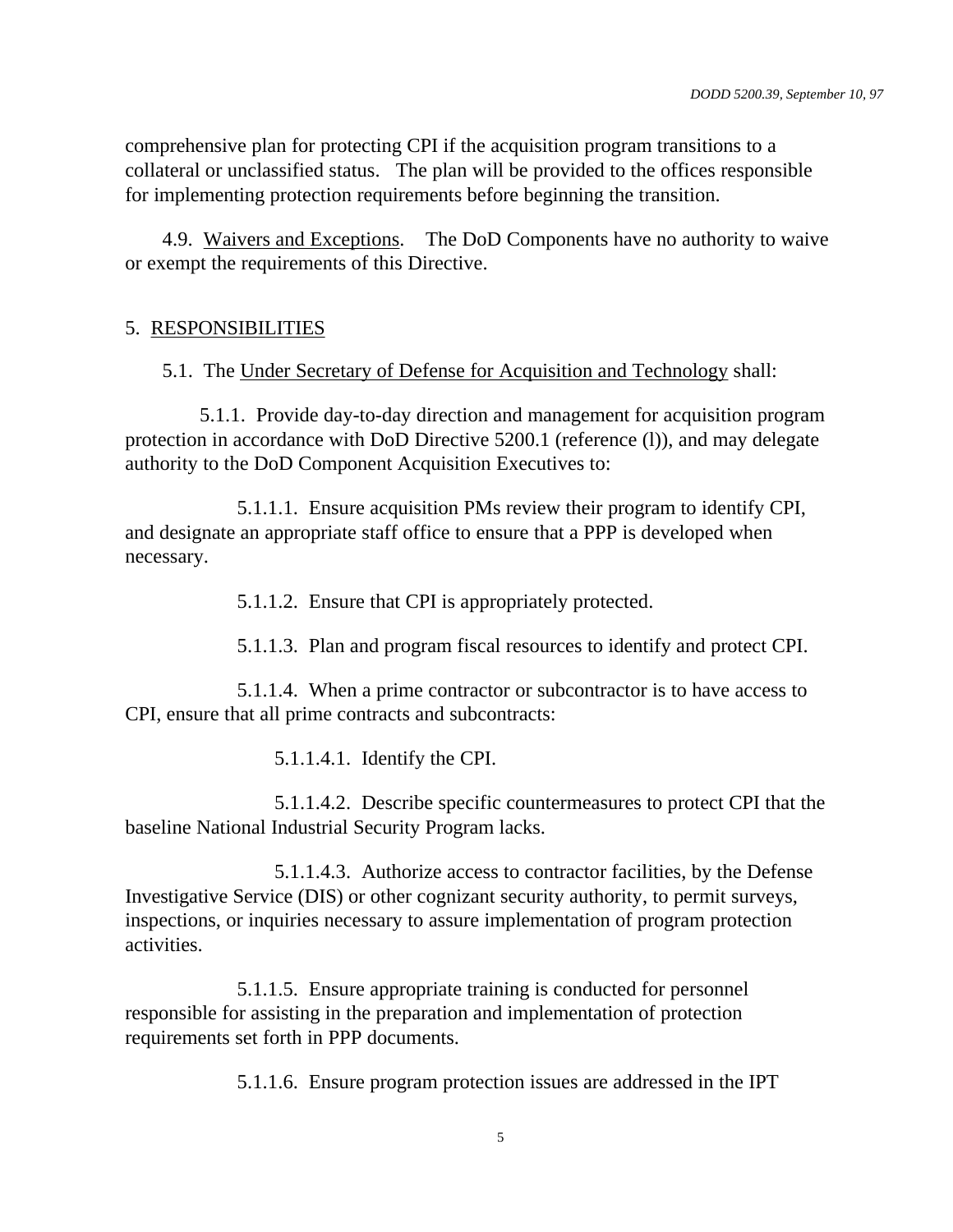comprehensive plan for protecting CPI if the acquisition program transitions to a collateral or unclassified status. The plan will be provided to the offices responsible for implementing protection requirements before beginning the transition.

4.9. Waivers and Exceptions. The DoD Components have no authority to waive or exempt the requirements of this Directive.

## 5. RESPONSIBILITIES

5.1. The Under Secretary of Defense for Acquisition and Technology shall:

5.1.1. Provide day-to-day direction and management for acquisition program protection in accordance with DoD Directive 5200.1 (reference (l)), and may delegate authority to the DoD Component Acquisition Executives to:

5.1.1.1. Ensure acquisition PMs review their program to identify CPI, and designate an appropriate staff office to ensure that a PPP is developed when necessary.

5.1.1.2. Ensure that CPI is appropriately protected.

5.1.1.3. Plan and program fiscal resources to identify and protect CPI.

5.1.1.4. When a prime contractor or subcontractor is to have access to CPI, ensure that all prime contracts and subcontracts:

5.1.1.4.1. Identify the CPI.

5.1.1.4.2. Describe specific countermeasures to protect CPI that the baseline National Industrial Security Program lacks.

5.1.1.4.3. Authorize access to contractor facilities, by the Defense Investigative Service (DIS) or other cognizant security authority, to permit surveys, inspections, or inquiries necessary to assure implementation of program protection activities.

5.1.1.5. Ensure appropriate training is conducted for personnel responsible for assisting in the preparation and implementation of protection requirements set forth in PPP documents.

5.1.1.6. Ensure program protection issues are addressed in the IPT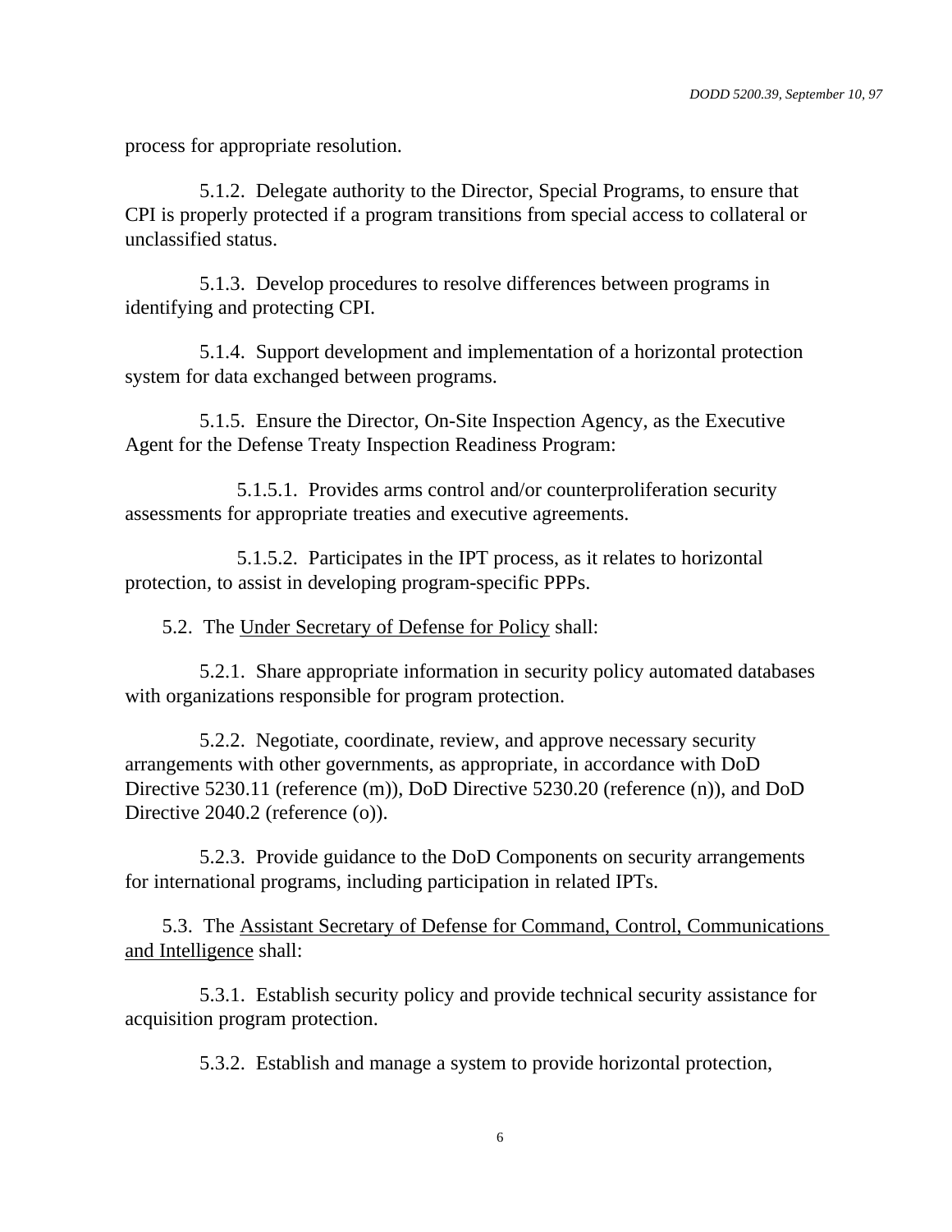process for appropriate resolution.

5.1.2. Delegate authority to the Director, Special Programs, to ensure that CPI is properly protected if a program transitions from special access to collateral or unclassified status.

5.1.3. Develop procedures to resolve differences between programs in identifying and protecting CPI.

5.1.4. Support development and implementation of a horizontal protection system for data exchanged between programs.

5.1.5. Ensure the Director, On-Site Inspection Agency, as the Executive Agent for the Defense Treaty Inspection Readiness Program:

5.1.5.1. Provides arms control and/or counterproliferation security assessments for appropriate treaties and executive agreements.

5.1.5.2. Participates in the IPT process, as it relates to horizontal protection, to assist in developing program-specific PPPs.

5.2. The Under Secretary of Defense for Policy shall:

5.2.1. Share appropriate information in security policy automated databases with organizations responsible for program protection.

5.2.2. Negotiate, coordinate, review, and approve necessary security arrangements with other governments, as appropriate, in accordance with DoD Directive 5230.11 (reference (m)), DoD Directive 5230.20 (reference (n)), and DoD Directive 2040.2 (reference (o)).

5.2.3. Provide guidance to the DoD Components on security arrangements for international programs, including participation in related IPTs.

5.3. The Assistant Secretary of Defense for Command, Control, Communications and Intelligence shall:

5.3.1. Establish security policy and provide technical security assistance for acquisition program protection.

5.3.2. Establish and manage a system to provide horizontal protection,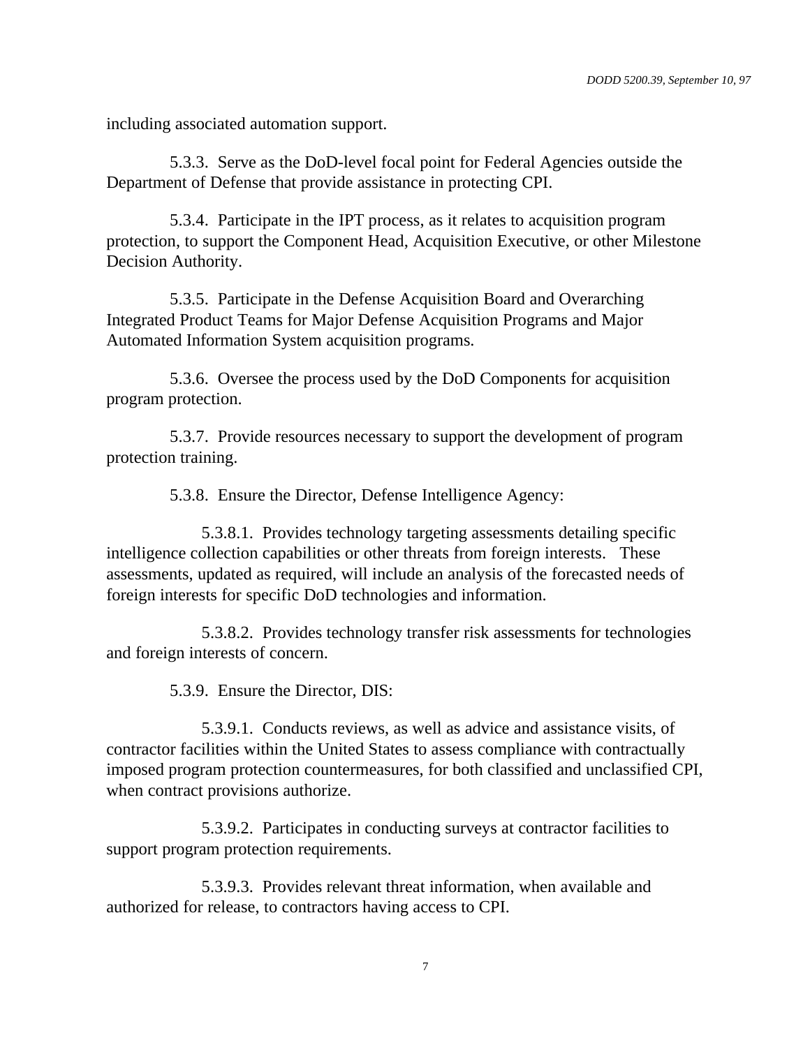including associated automation support.

5.3.3. Serve as the DoD-level focal point for Federal Agencies outside the Department of Defense that provide assistance in protecting CPI.

5.3.4. Participate in the IPT process, as it relates to acquisition program protection, to support the Component Head, Acquisition Executive, or other Milestone Decision Authority.

5.3.5. Participate in the Defense Acquisition Board and Overarching Integrated Product Teams for Major Defense Acquisition Programs and Major Automated Information System acquisition programs.

5.3.6. Oversee the process used by the DoD Components for acquisition program protection.

5.3.7. Provide resources necessary to support the development of program protection training.

5.3.8. Ensure the Director, Defense Intelligence Agency:

5.3.8.1. Provides technology targeting assessments detailing specific intelligence collection capabilities or other threats from foreign interests. These assessments, updated as required, will include an analysis of the forecasted needs of foreign interests for specific DoD technologies and information.

5.3.8.2. Provides technology transfer risk assessments for technologies and foreign interests of concern.

5.3.9. Ensure the Director, DIS:

5.3.9.1. Conducts reviews, as well as advice and assistance visits, of contractor facilities within the United States to assess compliance with contractually imposed program protection countermeasures, for both classified and unclassified CPI, when contract provisions authorize.

5.3.9.2. Participates in conducting surveys at contractor facilities to support program protection requirements.

5.3.9.3. Provides relevant threat information, when available and authorized for release, to contractors having access to CPI.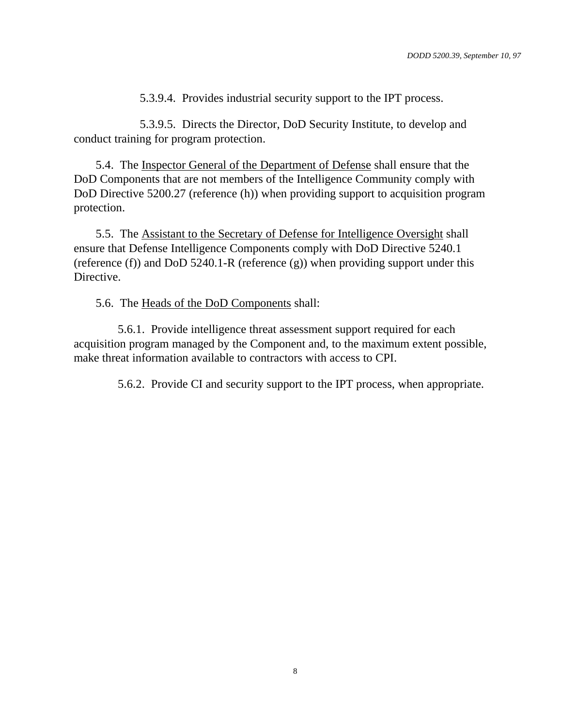5.3.9.4. Provides industrial security support to the IPT process.

5.3.9.5. Directs the Director, DoD Security Institute, to develop and conduct training for program protection.

5.4. The Inspector General of the Department of Defense shall ensure that the DoD Components that are not members of the Intelligence Community comply with DoD Directive 5200.27 (reference (h)) when providing support to acquisition program protection.

5.5. The Assistant to the Secretary of Defense for Intelligence Oversight shall ensure that Defense Intelligence Components comply with DoD Directive 5240.1 (reference (f)) and DoD 5240.1-R (reference (g)) when providing support under this Directive.

5.6. The Heads of the DoD Components shall:

5.6.1. Provide intelligence threat assessment support required for each acquisition program managed by the Component and, to the maximum extent possible, make threat information available to contractors with access to CPI.

5.6.2. Provide CI and security support to the IPT process, when appropriate.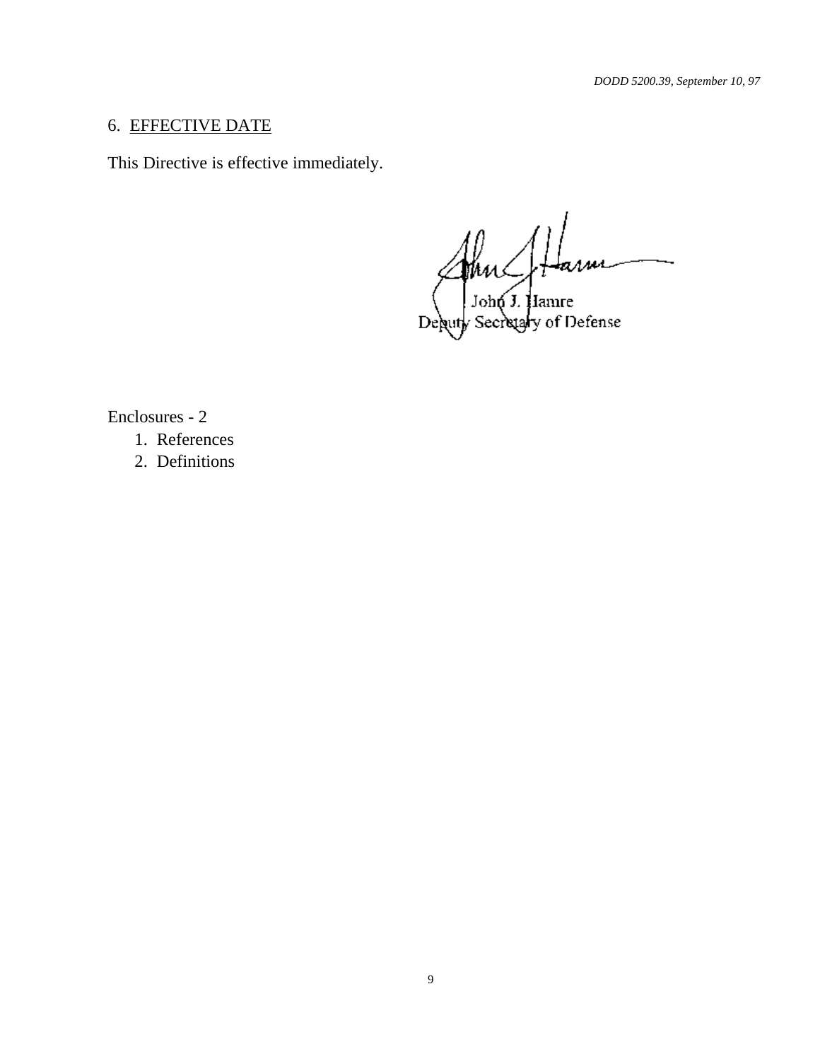## 6. EFFECTIVE DATE

This Directive is effective immediately.

John J. Hamre
Deputy Secretary of Defense

Enclosures - 2

1. References
2. Definitions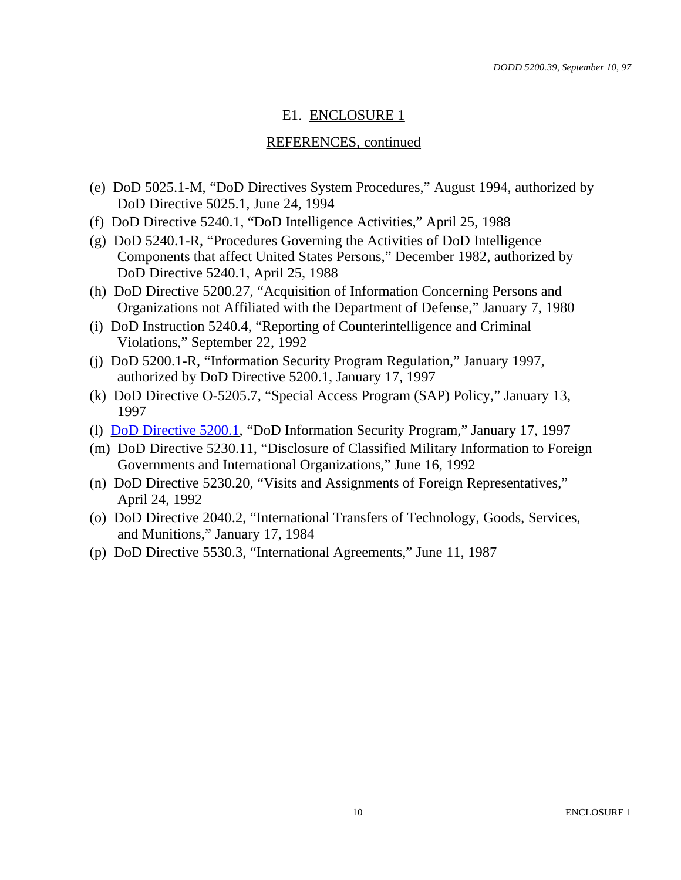# E1. ENCLOSURE 1

## REFERENCES, continued

(e) DoD 5025.1-M, "DoD Directives System Procedures," August 1994, authorized by DoD Directive 5025.1, June 24, 1994

(f) DoD Directive 5240.1, "DoD Intelligence Activities," April 25, 1988

(g) DoD 5240.1-R, "Procedures Governing the Activities of DoD Intelligence Components that affect United States Persons," December 1982, authorized by DoD Directive 5240.1, April 25, 1988

(h) DoD Directive 5200.27, "Acquisition of Information Concerning Persons and Organizations not Affiliated with the Department of Defense," January 7, 1980

(i) DoD Instruction 5240.4, "Reporting of Counterintelligence and Criminal Violations," September 22, 1992

(j) DoD 5200.1-R, "Information Security Program Regulation," January 1997, authorized by DoD Directive 5200.1, January 17, 1997

(k) DoD Directive O-5205.7, "Special Access Program (SAP) Policy," January 13, 1997

(l) DoD Directive 5200.1, "DoD Information Security Program," January 17, 1997

(m) DoD Directive 5230.11, "Disclosure of Classified Military Information to Foreign Governments and International Organizations," June 16, 1992

(n) DoD Directive 5230.20, "Visits and Assignments of Foreign Representatives," April 24, 1992

(o) DoD Directive 2040.2, "International Transfers of Technology, Goods, Services, and Munitions," January 17, 1984

(p) DoD Directive 5530.3, "International Agreements," June 11, 1987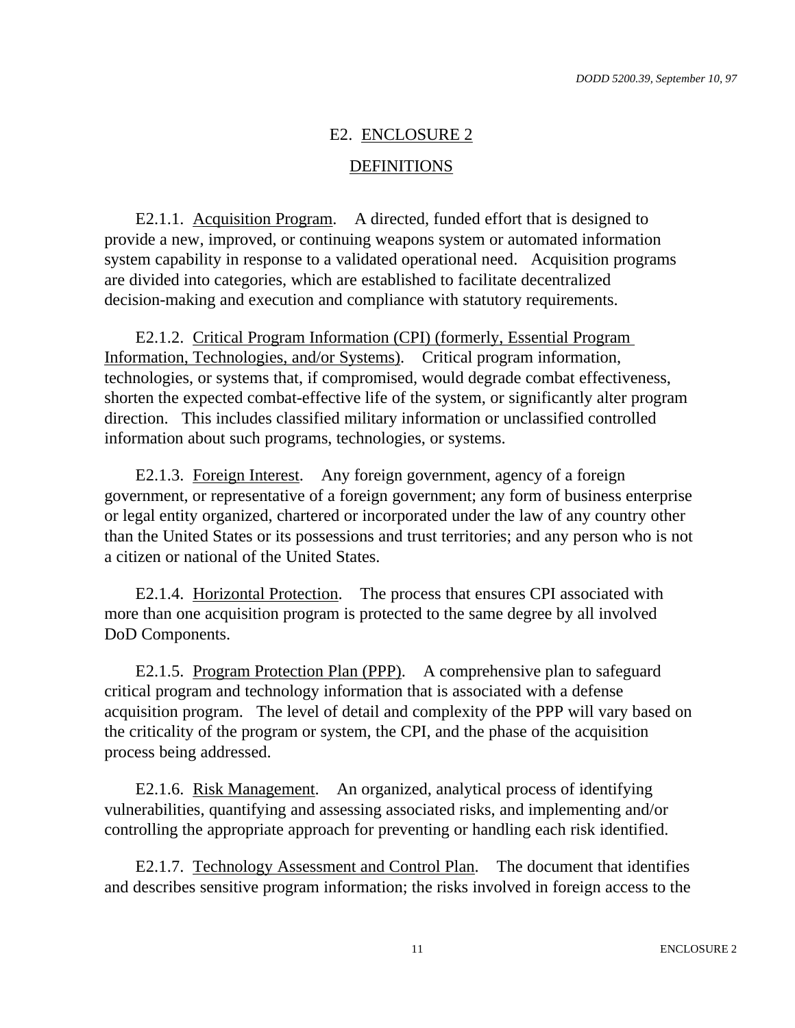# E2. ENCLOSURE 2

## DEFINITIONS

E2.1.1. Acquisition Program. A directed, funded effort that is designed to provide a new, improved, or continuing weapons system or automated information system capability in response to a validated operational need. Acquisition programs are divided into categories, which are established to facilitate decentralized decision-making and execution and compliance with statutory requirements.

E2.1.2. Critical Program Information (CPI) (formerly, Essential Program Information, Technologies, and/or Systems). Critical program information, technologies, or systems that, if compromised, would degrade combat effectiveness, shorten the expected combat-effective life of the system, or significantly alter program direction. This includes classified military information or unclassified controlled information about such programs, technologies, or systems.

E2.1.3. Foreign Interest. Any foreign government, agency of a foreign government, or representative of a foreign government; any form of business enterprise or legal entity organized, chartered or incorporated under the law of any country other than the United States or its possessions and trust territories; and any person who is not a citizen or national of the United States.

E2.1.4. Horizontal Protection. The process that ensures CPI associated with more than one acquisition program is protected to the same degree by all involved DoD Components.

E2.1.5. Program Protection Plan (PPP). A comprehensive plan to safeguard critical program and technology information that is associated with a defense acquisition program. The level of detail and complexity of the PPP will vary based on the criticality of the program or system, the CPI, and the phase of the acquisition process being addressed.

E2.1.6. Risk Management. An organized, analytical process of identifying vulnerabilities, quantifying and assessing associated risks, and implementing and/or controlling the appropriate approach for preventing or handling each risk identified.

E2.1.7. Technology Assessment and Control Plan. The document that identifies and describes sensitive program information; the risks involved in foreign access to the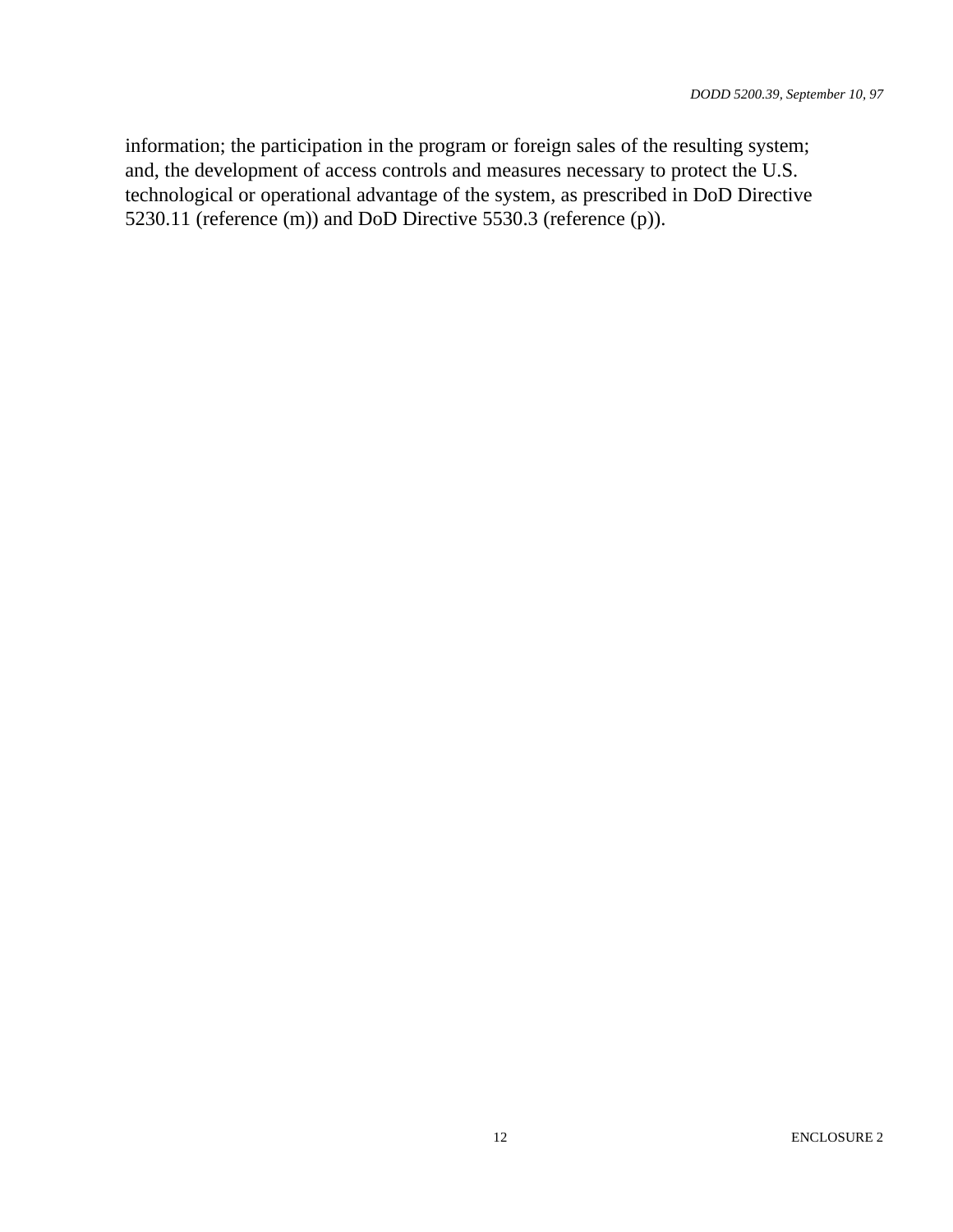information; the participation in the program or foreign sales of the resulting system; and, the development of access controls and measures necessary to protect the U.S. technological or operational advantage of the system, as prescribed in DoD Directive 5230.11 (reference (m)) and DoD Directive 5530.3 (reference (p)).